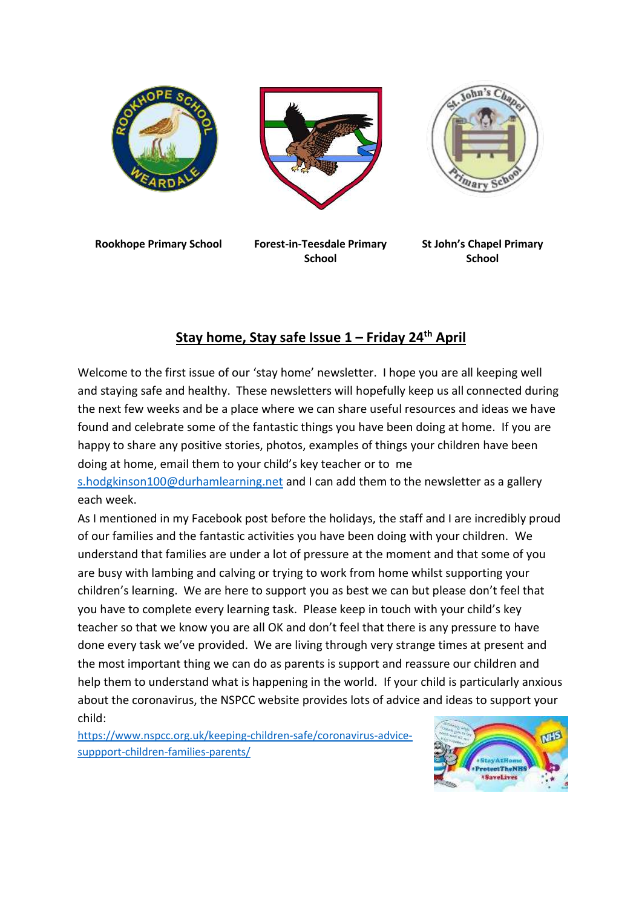**Rookhope Primary School** **Forest-in-Teesdale Primary School** **St John's Chapel Primary School**

## Stay home, Stay safe Issue 1 – Friday 24th April

Welcome to the first issue of our 'stay home' newsletter. I hope you are all keeping well and staying safe and healthy. These newsletters will hopefully keep us all connected during the next few weeks and be a place where we can share useful resources and ideas we have found and celebrate some of the fantastic things you have been doing at home. If you are happy to share any positive stories, photos, examples of things your children have been doing at home, email them to your child's key teacher or to me s.hodgkinson100@durhamlearning.net and I can add them to the newsletter as a gallery each week.

As I mentioned in my Facebook post before the holidays, the staff and I are incredibly proud of our families and the fantastic activities you have been doing with your children. We understand that families are under a lot of pressure at the moment and that some of you are busy with lambing and calving or trying to work from home whilst supporting your children's learning. We are here to support you as best we can but please don't feel that you have to complete every learning task. Please keep in touch with your child's key teacher so that we know you are all OK and don't feel that there is any pressure to have done every task we've provided. We are living through very strange times at present and the most important thing we can do as parents is support and reassure our children and help them to understand what is happening in the world. If your child is particularly anxious about the coronavirus, the NSPCC website provides lots of advice and ideas to support your child:

https://www.nspcc.org.uk/keeping-children-safe/coronavirus-advice-suppport-children-families-parents/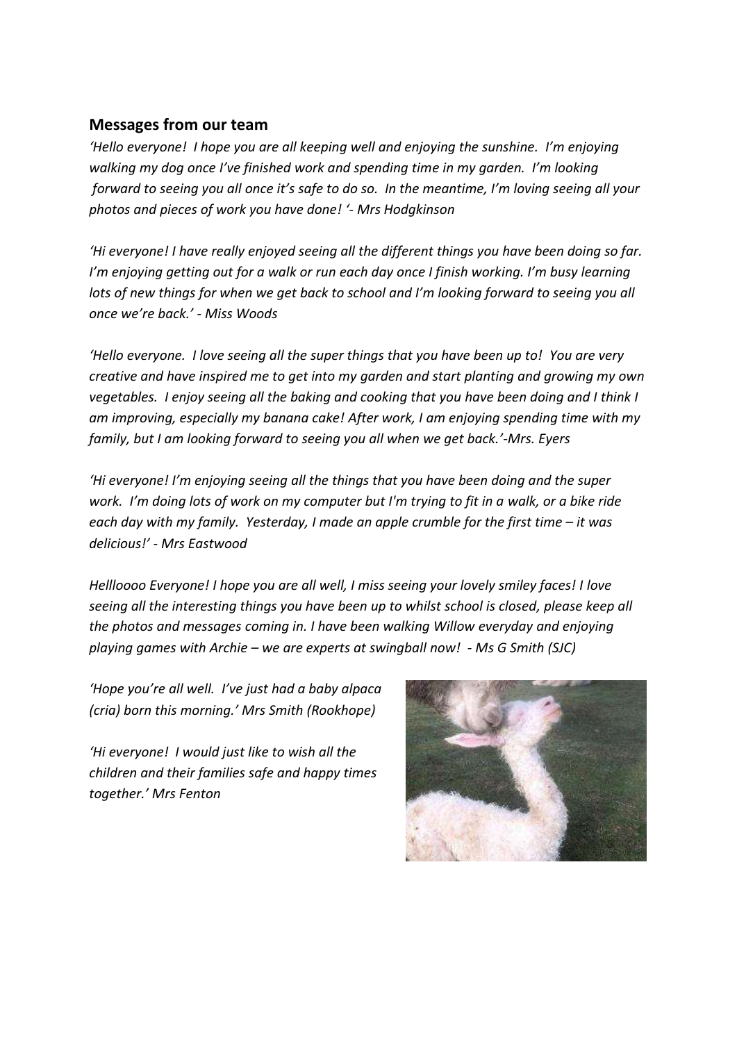## Messages from our team

*'Hello everyone! I hope you are all keeping well and enjoying the sunshine. I'm enjoying walking my dog once I've finished work and spending time in my garden. I'm looking forward to seeing you all once it's safe to do so. In the meantime, I'm loving seeing all your photos and pieces of work you have done! '- Mrs Hodgkinson*

*'Hi everyone! I have really enjoyed seeing all the different things you have been doing so far. I'm enjoying getting out for a walk or run each day once I finish working. I'm busy learning lots of new things for when we get back to school and I'm looking forward to seeing you all once we're back.' - Miss Woods*

*'Hello everyone. I love seeing all the super things that you have been up to! You are very creative and have inspired me to get into my garden and start planting and growing my own vegetables. I enjoy seeing all the baking and cooking that you have been doing and I think I am improving, especially my banana cake! After work, I am enjoying spending time with my family, but I am looking forward to seeing you all when we get back.'-Mrs. Eyers*

*'Hi everyone! I'm enjoying seeing all the things that you have been doing and the super work. I'm doing lots of work on my computer but I'm trying to fit in a walk, or a bike ride each day with my family. Yesterday, I made an apple crumble for the first time – it was delicious!' - Mrs Eastwood*

*Hellloooo Everyone! I hope you are all well, I miss seeing your lovely smiley faces! I love seeing all the interesting things you have been up to whilst school is closed, please keep all the photos and messages coming in. I have been walking Willow everyday and enjoying playing games with Archie – we are experts at swingball now! - Ms G Smith (SJC)*

*'Hope you're all well. I've just had a baby alpaca (cria) born this morning.' Mrs Smith (Rookhope)*

*'Hi everyone! I would just like to wish all the children and their families safe and happy times together.' Mrs Fenton*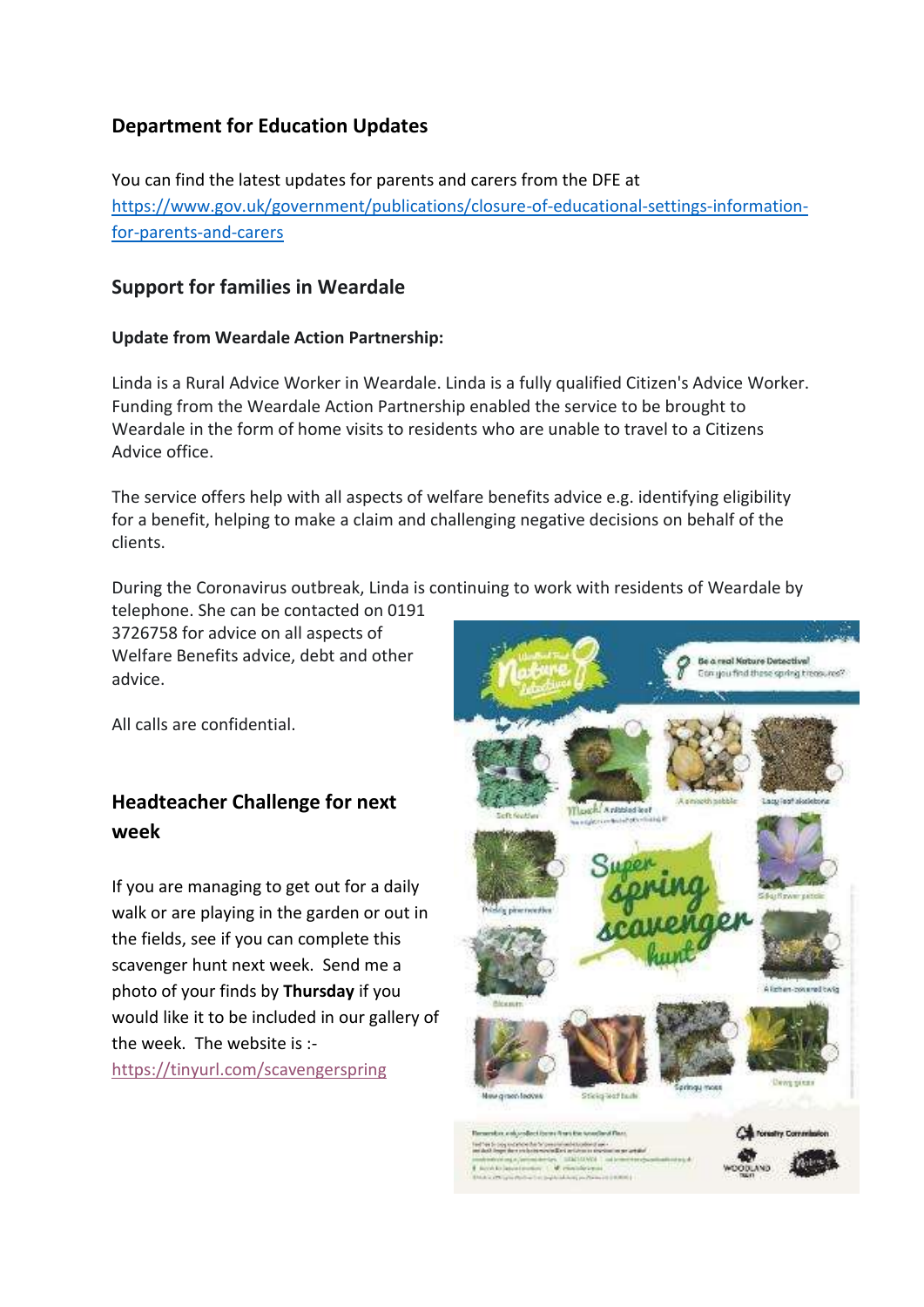## Department for Education Updates

You can find the latest updates for parents and carers from the DFE at https://www.gov.uk/government/publications/closure-of-educational-settings-information-for-parents-and-carers

## Support for families in Weardale

**Update from Weardale Action Partnership:**

Linda is a Rural Advice Worker in Weardale. Linda is a fully qualified Citizen's Advice Worker. Funding from the Weardale Action Partnership enabled the service to be brought to Weardale in the form of home visits to residents who are unable to travel to a Citizens Advice office.

The service offers help with all aspects of welfare benefits advice e.g. identifying eligibility for a benefit, helping to make a claim and challenging negative decisions on behalf of the clients.

During the Coronavirus outbreak, Linda is continuing to work with residents of Weardale by telephone. She can be contacted on 0191 3726758 for advice on all aspects of Welfare Benefits advice, debt and other advice.

All calls are confidential.

## Headteacher Challenge for next week

If you are managing to get out for a daily walk or are playing in the garden or out in the fields, see if you can complete this scavenger hunt next week. Send me a photo of your finds by **Thursday** if you would like it to be included in our gallery of the week. The website is :- https://tinyurl.com/scavengerspring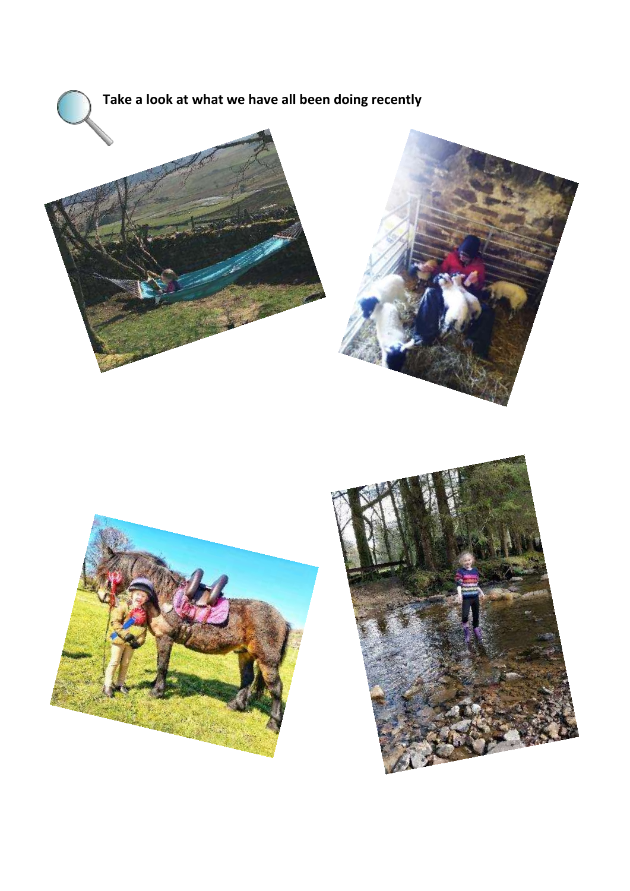**Take a look at what we have all been doing recently**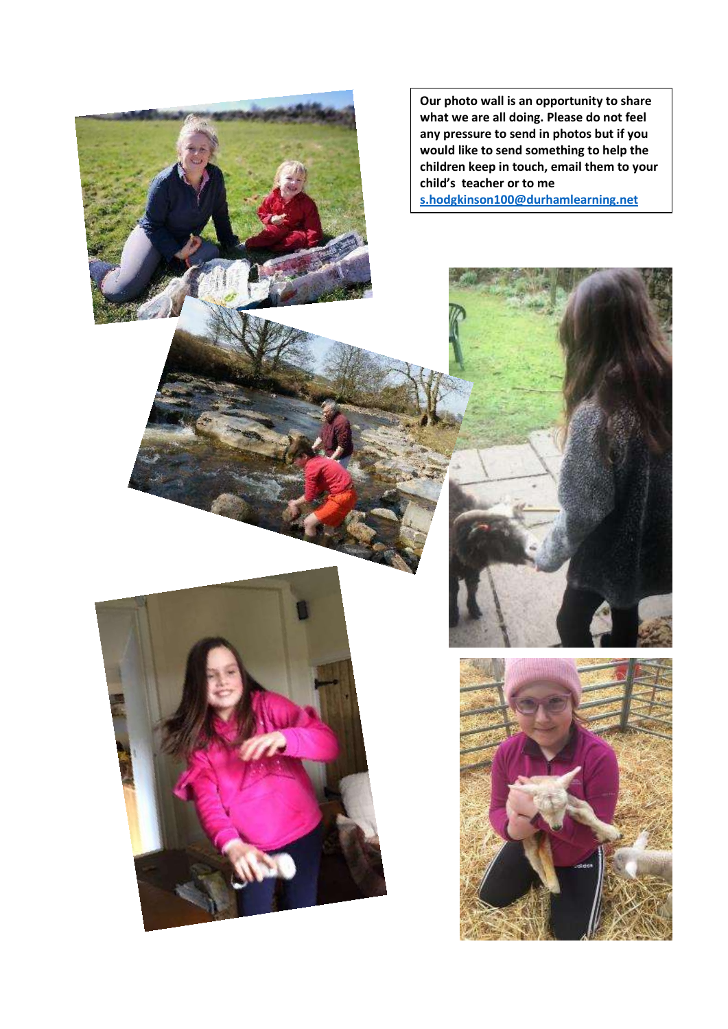**Our photo wall is an opportunity to share what we are all doing. Please do not feel any pressure to send in photos but if you would like to send something to help the children keep in touch, email them to your child's teacher or to me [s.hodgkinson100@durhamlearning.net](mailto:s.hodgkinson100@durhamlearning.net)**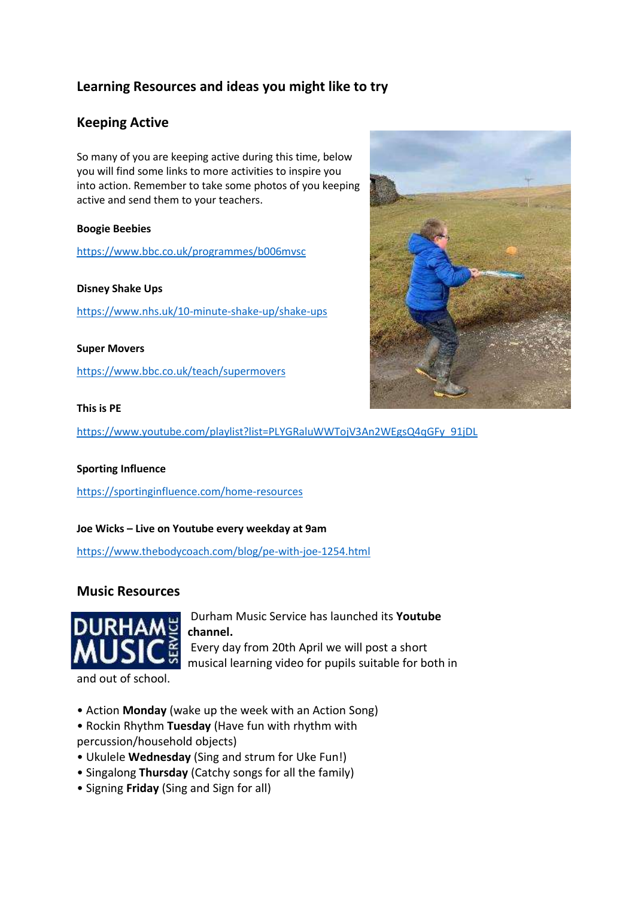## Learning Resources and ideas you might like to try

## Keeping Active

So many of you are keeping active during this time, below you will find some links to more activities to inspire you into action. Remember to take some photos of you keeping active and send them to your teachers.

**Boogie Beebies**

https://www.bbc.co.uk/programmes/b006mvsc

**Disney Shake Ups**

https://www.nhs.uk/10-minute-shake-up/shake-ups

**Super Movers**

https://www.bbc.co.uk/teach/supermovers

**This is PE**

https://www.youtube.com/playlist?list=PLYGRaluWWTojV3An2WEgsQ4qGFy_91jDL

**Sporting Influence**

https://sportinginfluence.com/home-resources

**Joe Wicks – Live on Youtube every weekday at 9am**

https://www.thebodycoach.com/blog/pe-with-joe-1254.html

## Music Resources

Durham Music Service has launched its **Youtube channel.**

Every day from 20th April we will post a short musical learning video for pupils suitable for both in and out of school.

- Action **Monday** (wake up the week with an Action Song)
- Rockin Rhythm **Tuesday** (Have fun with rhythm with percussion/household objects)
- Ukulele **Wednesday** (Sing and strum for Uke Fun!)
- Singalong **Thursday** (Catchy songs for all the family)
- Signing **Friday** (Sing and Sign for all)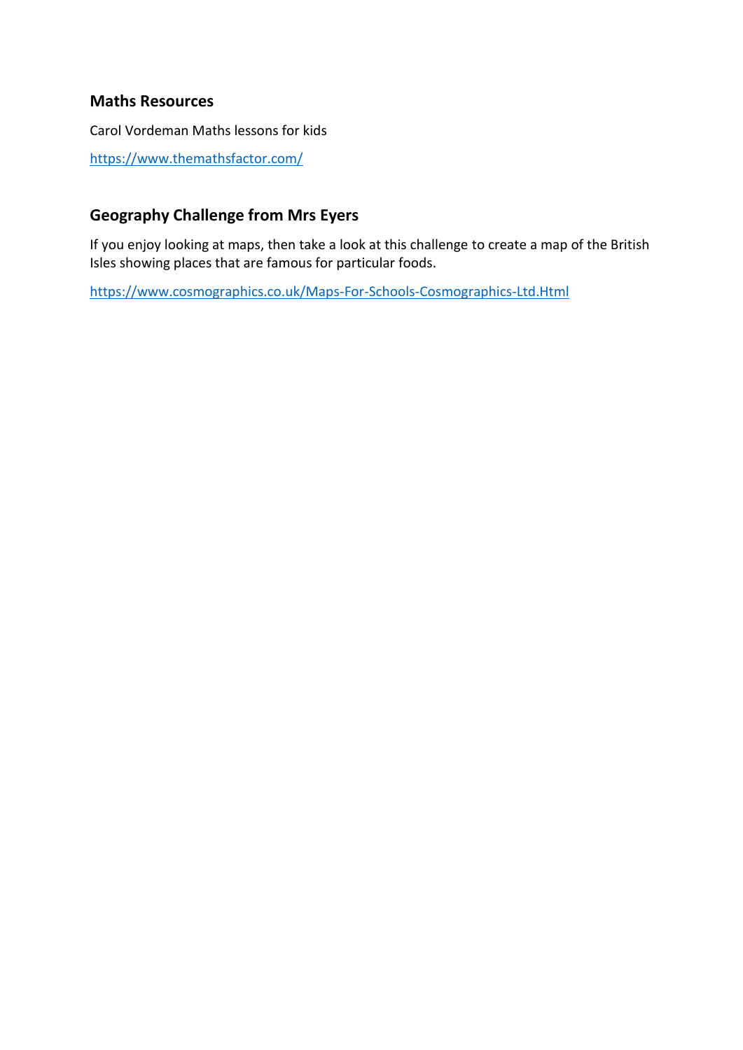## Maths Resources

Carol Vordeman Maths lessons for kids

https://www.themathsfactor.com/

## Geography Challenge from Mrs Eyers

If you enjoy looking at maps, then take a look at this challenge to create a map of the British Isles showing places that are famous for particular foods.

https://www.cosmographics.co.uk/Maps-For-Schools-Cosmographics-Ltd.Html